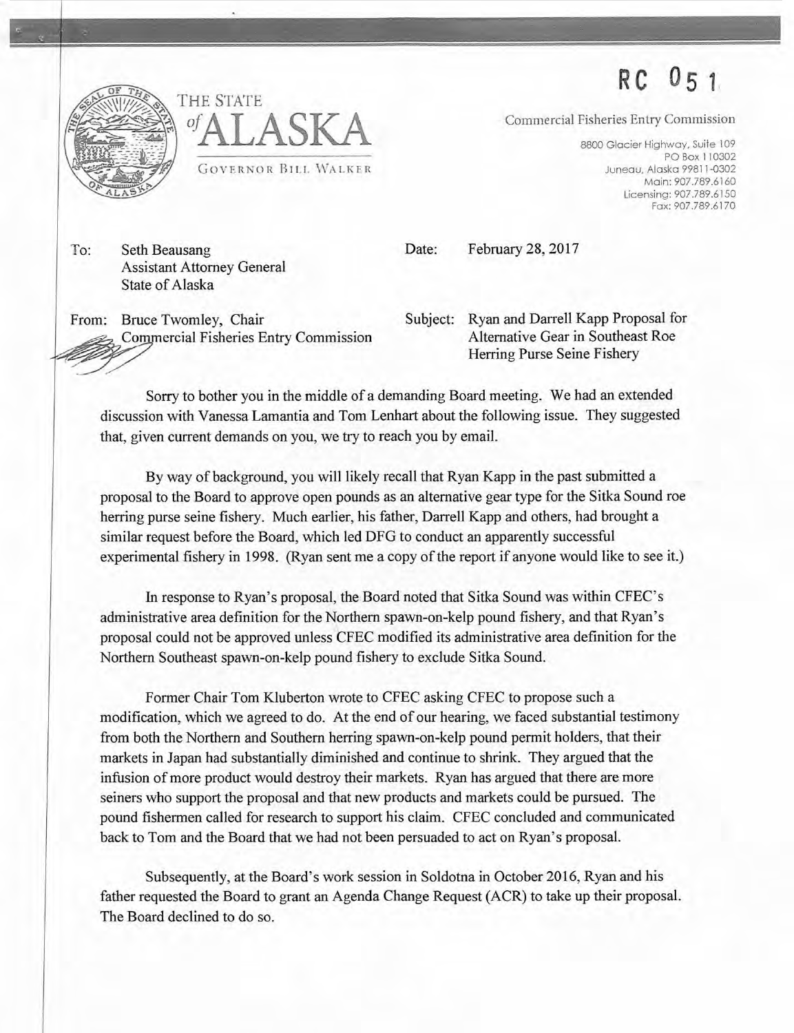RC 051

THE STATE of ALASKA

GOVERNOR BILL WALKER

Commercial Fisheries Entry Commission

8800 Glacier Highway, Suite 109
PO Box 110302
Juneau, Alaska 99811-0302
Main: 907.789.6160
Licensing: 907.789.6150
Fax: 907.789.6170

To: Seth Beausang
Assistant Attorney General
State of Alaska

Date: February 28, 2017

From: Bruce Twomley, Chair
Commercial Fisheries Entry Commission

Subject: Ryan and Darrell Kapp Proposal for Alternative Gear in Southeast Roe Herring Purse Seine Fishery

Sorry to bother you in the middle of a demanding Board meeting. We had an extended discussion with Vanessa Lamantia and Tom Lenhart about the following issue. They suggested that, given current demands on you, we try to reach you by email.

By way of background, you will likely recall that Ryan Kapp in the past submitted a proposal to the Board to approve open pounds as an alternative gear type for the Sitka Sound roe herring purse seine fishery. Much earlier, his father, Darrell Kapp and others, had brought a similar request before the Board, which led DFG to conduct an apparently successful experimental fishery in 1998. (Ryan sent me a copy of the report if anyone would like to see it.)

In response to Ryan's proposal, the Board noted that Sitka Sound was within CFEC's administrative area definition for the Northern spawn-on-kelp pound fishery, and that Ryan's proposal could not be approved unless CFEC modified its administrative area definition for the Northern Southeast spawn-on-kelp pound fishery to exclude Sitka Sound.

Former Chair Tom Kluberton wrote to CFEC asking CFEC to propose such a modification, which we agreed to do. At the end of our hearing, we faced substantial testimony from both the Northern and Southern herring spawn-on-kelp pound permit holders, that their markets in Japan had substantially diminished and continue to shrink. They argued that the infusion of more product would destroy their markets. Ryan has argued that there are more seiners who support the proposal and that new products and markets could be pursued. The pound fishermen called for research to support his claim. CFEC concluded and communicated back to Tom and the Board that we had not been persuaded to act on Ryan's proposal.

Subsequently, at the Board's work session in Soldotna in October 2016, Ryan and his father requested the Board to grant an Agenda Change Request (ACR) to take up their proposal. The Board declined to do so.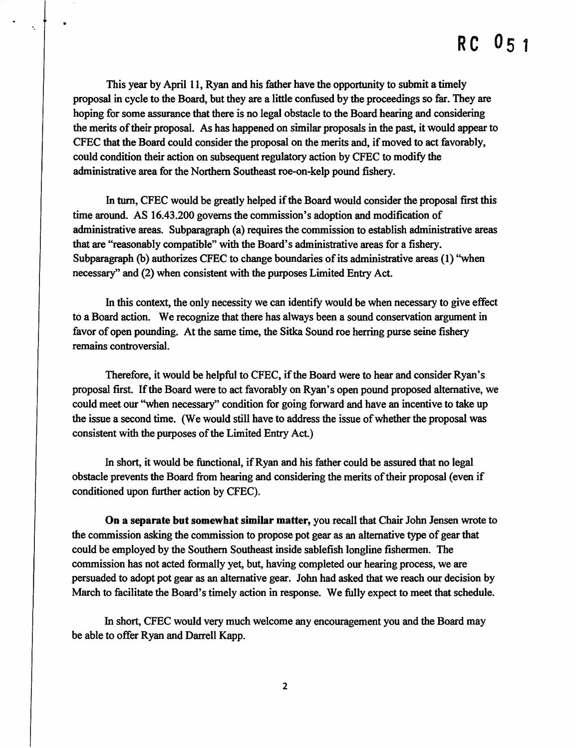This year by April 11, Ryan and his father have the opportunity to submit a timely proposal in cycle to the Board, but they are a little confused by the proceedings so far. They are hoping for some assurance that there is no legal obstacle to the Board hearing and considering the merits of their proposal. As has happened on similar proposals in the past, it would appear to CFEC that the Board could consider the proposal on the merits and, if moved to act favorably, could condition their action on subsequent regulatory action by CFEC to modify the administrative area for the Northern Southeast roe-on-kelp pound fishery.

In turn, CFEC would be greatly helped if the Board would consider the proposal first this time around. AS 16.43.200 governs the commission's adoption and modification of administrative areas. Subparagraph (a) requires the commission to establish administrative areas that are "reasonably compatible" with the Board's administrative areas for a fishery. Subparagraph (b) authorizes CFEC to change boundaries of its administrative areas (1) "when necessary" and (2) when consistent with the purposes Limited Entry Act.

In this context, the only necessity we can identify would be when necessary to give effect to a Board action. We recognize that there has always been a sound conservation argument in favor of open pounding. At the same time, the Sitka Sound roe herring purse seine fishery remains controversial.

Therefore, it would be helpful to CFEC, if the Board were to hear and consider Ryan's proposal first. If the Board were to act favorably on Ryan's open pound proposed alternative, we could meet our "when necessary" condition for going forward and have an incentive to take up the issue a second time. (We would still have to address the issue of whether the proposal was consistent with the purposes of the Limited Entry Act.)

In short, it would be functional, if Ryan and his father could be assured that no legal obstacle prevents the Board from hearing and considering the merits of their proposal (even if conditioned upon further action by CFEC).

**On a separate but somewhat similar matter,** you recall that Chair John Jensen wrote to the commission asking the commission to propose pot gear as an alternative type of gear that could be employed by the Southern Southeast inside sablefish longline fishermen. The commission has not acted formally yet, but, having completed our hearing process, we are persuaded to adopt pot gear as an alternative gear. John had asked that we reach our decision by March to facilitate the Board's timely action in response. We fully expect to meet that schedule.

In short, CFEC would very much welcome any encouragement you and the Board may be able to offer Ryan and Darrell Kapp.